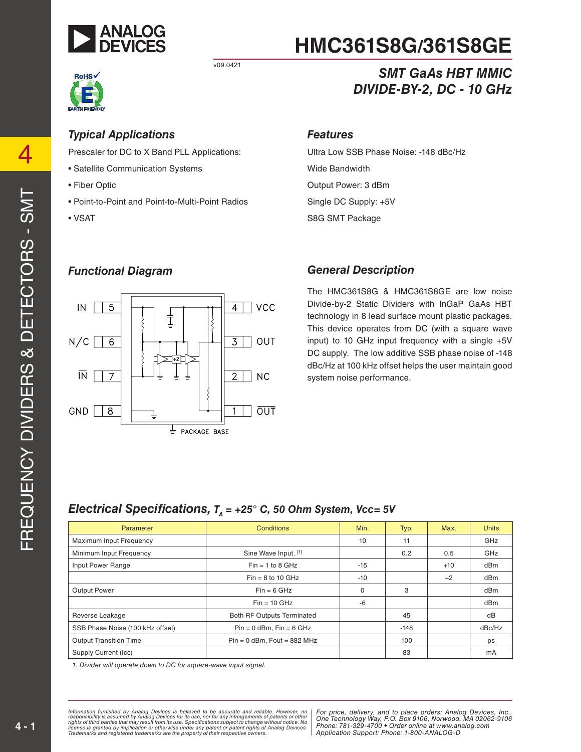# HMC361S8G/361S8GE

v09.0421

## SMT GaAs HBT MMIC DIVIDE-BY-2, DC - 10 GHz

### Typical Applications

Prescaler for DC to X Band PLL Applications:

- Satellite Communication Systems
- Fiber Optic
- Point-to-Point and Point-to-Multi-Point Radios
- VSAT

### Features

Ultra Low SSB Phase Noise: -148 dBc/Hz

Wide Bandwidth

Output Power: 3 dBm

Single DC Supply: +5V

S8G SMT Package

### Functional Diagram

### General Description

The HMC361S8G & HMC361S8GE are low noise Divide-by-2 Static Dividers with InGaP GaAs HBT technology in 8 lead surface mount plastic packages. This device operates from DC (with a square wave input) to 10 GHz input frequency with a single +5V DC supply. The low additive SSB phase noise of -148 dBc/Hz at 100 kHz offset helps the user maintain good system noise performance.

### Electrical Specifications, $T_A$ = +25° C, 50 Ohm System, Vcc= 5V

| Parameter | Conditions | Min. | Typ. | Max. | Units |
|---|---|---|---|---|---|
| Maximum Input Frequency | | 10 | 11 | | GHz |
| Minimum Input Frequency | Sine Wave Input. [1] | | 0.2 | 0.5 | GHz |
| Input Power Range | Fin = 1 to 8 GHz | -15 | | +10 | dBm |
| | Fin = 8 to 10 GHz | -10 | | +2 | dBm |
| Output Power | Fin = 6 GHz | 0 | 3 | | dBm |
| | Fin = 10 GHz | -6 | | | dBm |
| Reverse Leakage | Both RF Outputs Terminated | | 45 | | dB |
| SSB Phase Noise (100 kHz offset) | Pin = 0 dBm, Fin = 6 GHz | | -148 | | dBc/Hz |
| Output Transition Time | Pin = 0 dBm, Fout = 882 MHz | | 100 | | ps |
| Supply Current (Icc) | | | 83 | | mA |

*1. Divider will operate down to DC for square-wave input signal.*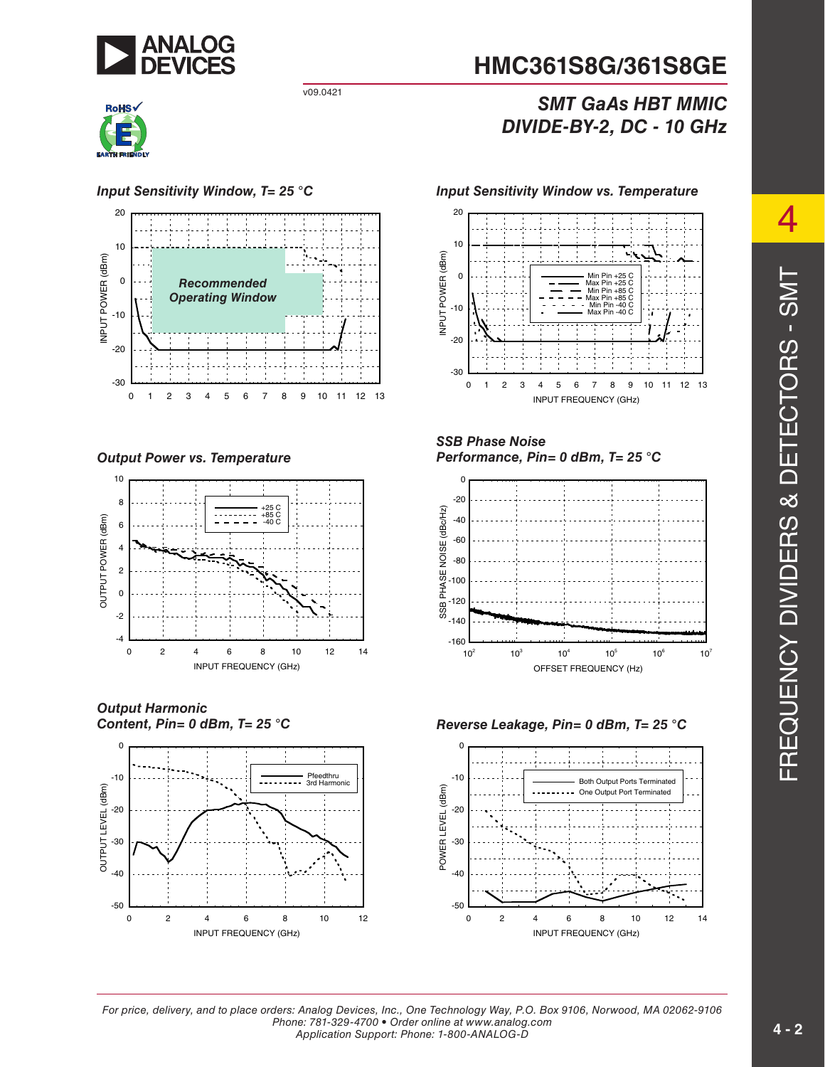# HMC361S8G/361S8GE

v09.0421

## SMT GaAs HBT MMIC DIVIDE-BY-2, DC - 10 GHz

### Input Sensitivity Window, T= 25 °C

### Input Sensitivity Window vs. Temperature

### Output Power vs. Temperature

### SSB Phase Noise Performance, Pin= 0 dBm, T= 25 °C

### Output Harmonic Content, Pin= 0 dBm, T= 25 °C

### Reverse Leakage, Pin= 0 dBm, T= 25 °C

For price, delivery, and to place orders: Analog Devices, Inc., One Technology Way, P.O. Box 9106, Norwood, MA 02062-9106
Phone: 781-329-4700 • Order online at www.analog.com
Application Support: Phone: 1-800-ANALOG-D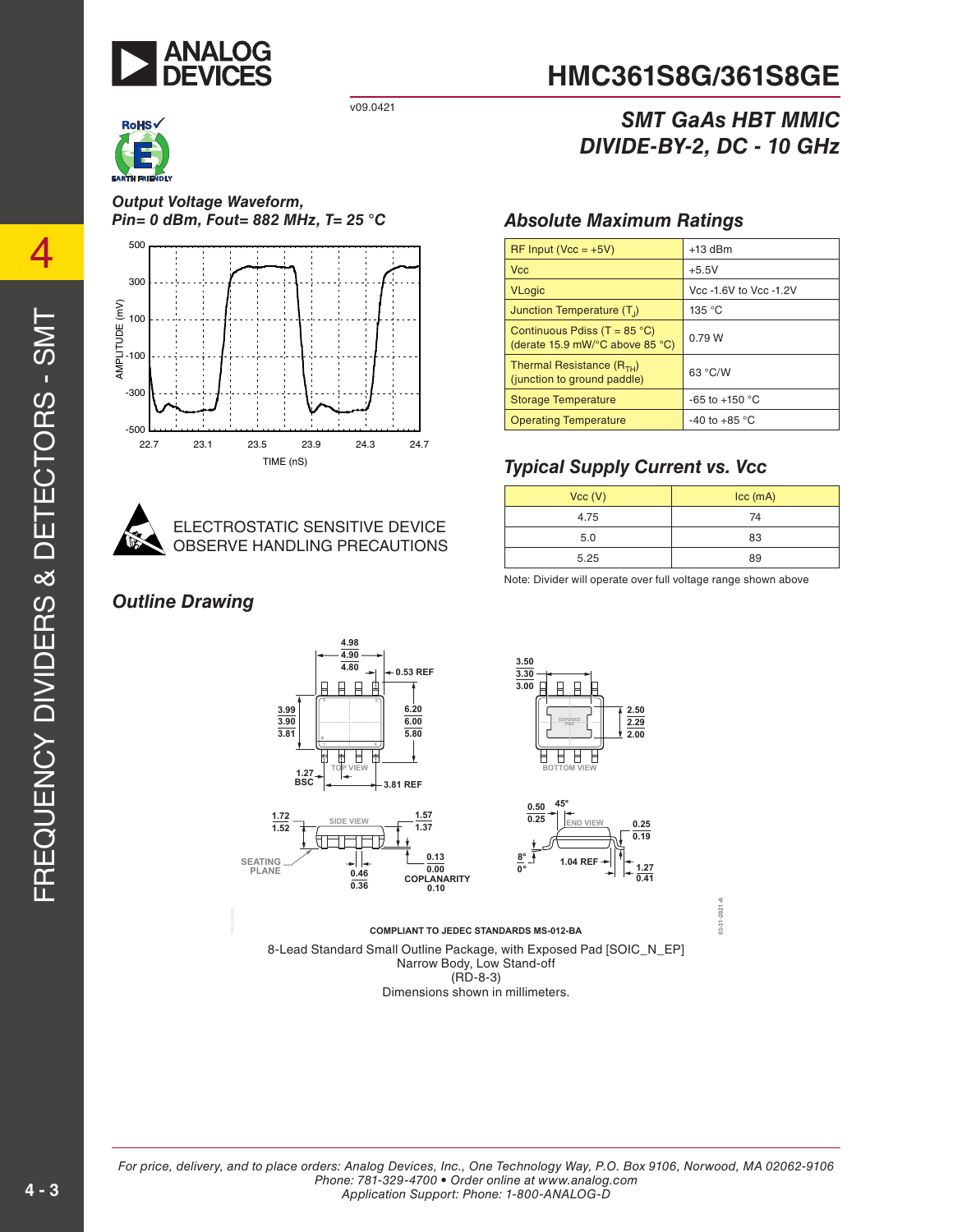# HMC361S8G/361S8GE

v09.0421

## SMT GaAs HBT MMIC DIVIDE-BY-2, DC - 10 GHz

### Output Voltage Waveform, Pin= 0 dBm, Fout= 882 MHz, T= 25 °C

ELECTROSTATIC SENSITIVE DEVICE
OBSERVE HANDLING PRECAUTIONS

### Absolute Maximum Ratings

| | |
|---|---|
| RF Input (Vcc = +5V) | +13 dBm |
| Vcc | +5.5V |
| VLogic | Vcc -1.6V to Vcc -1.2V |
| Junction Temperature ($T_J$) | 135 °C |
| Continuous Pdiss (T = 85 °C) (derate 15.9 mW/°C above 85 °C) | 0.79 W |
| Thermal Resistance ($R_{TH}$) (junction to ground paddle) | 63 °C/W |
| Storage Temperature | -65 to +150 °C |
| Operating Temperature | -40 to +85 °C |

### Typical Supply Current vs. Vcc

| Vcc (V) | Icc (mA) |
|---|---|
| 4.75 | 74 |
| 5.0 | 83 |
| 5.25 | 89 |

Note: Divider will operate over full voltage range shown above

### Outline Drawing

COMPLIANT TO JEDEC STANDARDS MS-012-BA

8-Lead Standard Small Outline Package, with Exposed Pad [SOIC_N_EP]
Narrow Body, Low Stand-off
(RD-8-3)
Dimensions shown in millimeters.

*For price, delivery, and to place orders: Analog Devices, Inc., One Technology Way, P.O. Box 9106, Norwood, MA 02062-9106*
*Phone: 781-329-4700 • Order online at www.analog.com*
*Application Support: Phone: 1-800-ANALOG-D*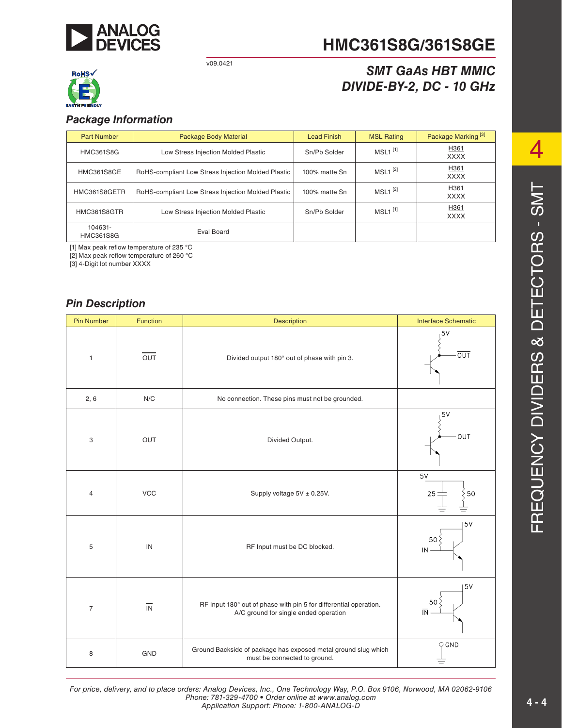# HMC361S8G/361S8GE

*SMT GaAs HBT MMIC DIVIDE-BY-2, DC - 10 GHz*

v09.0421

## *Package Information*

| Part Number | Package Body Material | Lead Finish | MSL Rating | Package Marking [3] |
|---|---|---|---|---|
| HMC361S8G | Low Stress Injection Molded Plastic | Sn/Pb Solder | MSL1 [1] | H361<br>XXXX |
| HMC361S8GE | RoHS-compliant Low Stress Injection Molded Plastic | 100% matte Sn | MSL1 [2] | H361<br>XXXX |
| HMC361S8GETR | RoHS-compliant Low Stress Injection Molded Plastic | 100% matte Sn | MSL1 [2] | H361<br>XXXX |
| HMC361S8GTR | Low Stress Injection Molded Plastic | Sn/Pb Solder | MSL1 [1] | H361<br>XXXX |
| 104631-HMC361S8G | Eval Board | | | |

[1] Max peak reflow temperature of 235 °C
[2] Max peak reflow temperature of 260 °C
[3] 4-Digit lot number XXXX

## *Pin Description*

| Pin Number | Function | Description | Interface Schematic |
|---|---|---|---|
| 1 | $\overline{OUT}$ | Divided output 180° out of phase with pin 3. | 5V, $\overline{OUT}$ |
| 2, 6 | N/C | No connection. These pins must not be grounded. | |
| 3 | OUT | Divided Output. | 5V, OUT |
| 4 | VCC | Supply voltage 5V ± 0.25V. | 5V, 25, 50 |
| 5 | IN | RF Input must be DC blocked. | 5V, 50, IN |
| 7 | $\overline{IN}$ | RF Input 180° out of phase with pin 5 for differential operation. A/C ground for single ended operation | 5V, 50, $\overline{IN}$ |
| 8 | GND | Ground Backside of package has exposed metal ground slug which must be connected to ground. | GND |

*For price, delivery, and to place orders: Analog Devices, Inc., One Technology Way, P.O. Box 9106, Norwood, MA 02062-9106*
*Phone: 781-329-4700 • Order online at www.analog.com*
*Application Support: Phone: 1-800-ANALOG-D*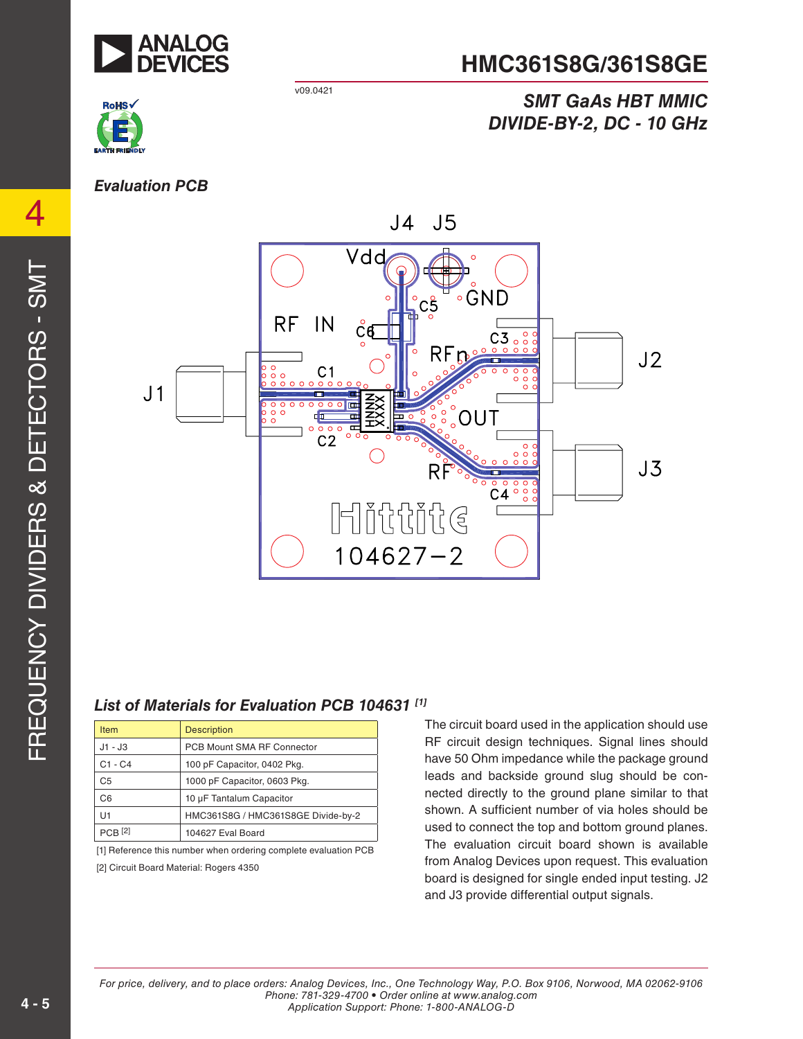## Evaluation PCB

## List of Materials for Evaluation PCB 104631 [1]

| Item | Description |
|---|---|
| J1 - J3 | PCB Mount SMA RF Connector |
| C1 - C4 | 100 pF Capacitor, 0402 Pkg. |
| C5 | 1000 pF Capacitor, 0603 Pkg. |
| C6 | 10 µF Tantalum Capacitor |
| U1 | HMC361S8G / HMC361S8GE Divide-by-2 |
| PCB [2] | 104627 Eval Board |

[1] Reference this number when ordering complete evaluation PCB

[2] Circuit Board Material: Rogers 4350

The circuit board used in the application should use RF circuit design techniques. Signal lines should have 50 Ohm impedance while the package ground leads and backside ground slug should be connected directly to the ground plane similar to that shown. A sufficient number of via holes should be used to connect the top and bottom ground planes. The evaluation circuit board shown is available from Analog Devices upon request. This evaluation board is designed for single ended input testing. J2 and J3 provide differential output signals.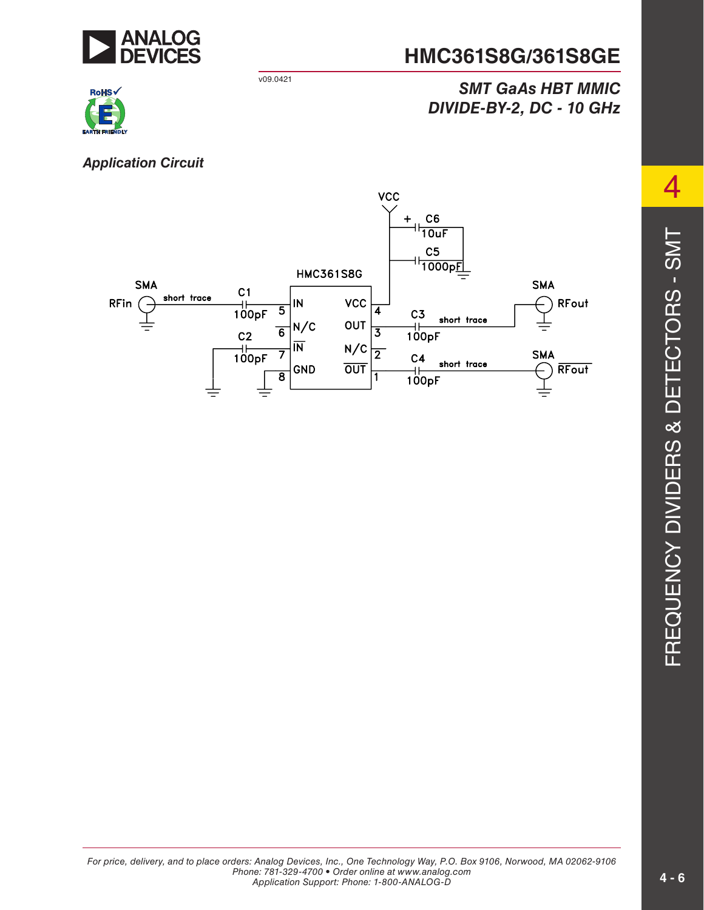## Application Circuit

VCC
+ C6
10uF
C5
1000pF
HMC361S8G
SMA
RFin
short trace
C1
100pF
5 IN
VCC 4
6 N/C
OUT 3
C2
100pF
7 $\overline{IN}$
N/C 2
8 GND
$\overline{OUT}$ 1
C3
100pF
short trace
SMA
RFout
C4
100pF
short trace
SMA
$\overline{RFout}$